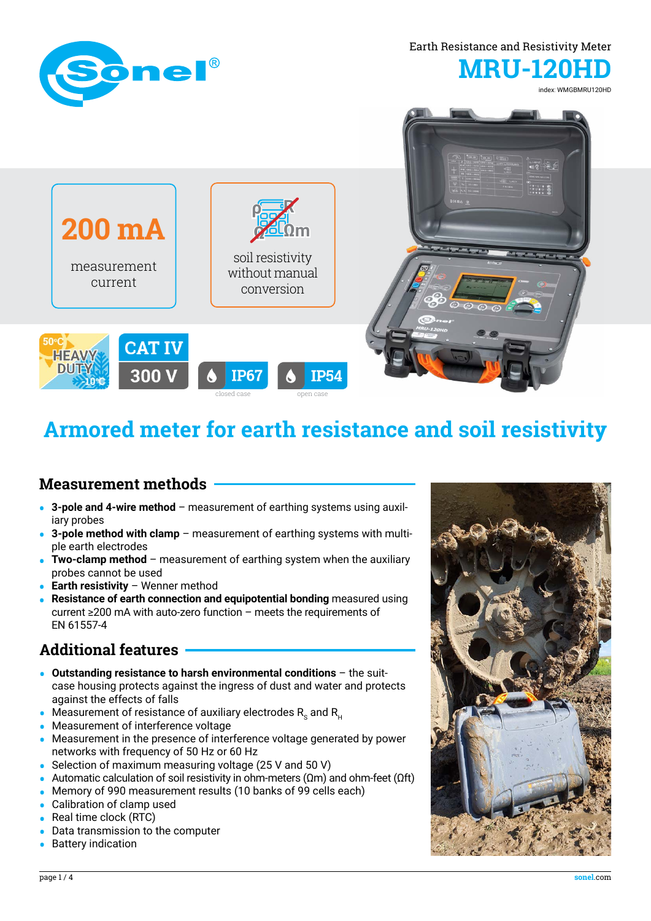Earth Resistance and Resistivity Meter

# MRU-120HD

index: WMGBMRU120HD

**200 mA** measurement current

soil resistivity without manual conversion

50°C HEAVY DUTY -10°C

CAT IV 300 V

IP67 closed case

IP54 open case

# Armored meter for earth resistance and soil resistivity

## Measurement methods

- **3-pole and 4-wire method** – measurement of earthing systems using auxiliary probes
- **3-pole method with clamp** – measurement of earthing systems with multiple earth electrodes
- **Two-clamp method** – measurement of earthing system when the auxiliary probes cannot be used
- **Earth resistivity** – Wenner method
- **Resistance of earth connection and equipotential bonding** measured using current ≥200 mA with auto-zero function – meets the requirements of EN 61557-4

## Additional features

- **Outstanding resistance to harsh environmental conditions** – the suitcase housing protects against the ingress of dust and water and protects against the effects of falls
- Measurement of resistance of auxiliary electrodes $R_S$ and $R_H$
- Measurement of interference voltage
- Measurement in the presence of interference voltage generated by power networks with frequency of 50 Hz or 60 Hz
- Selection of maximum measuring voltage (25 V and 50 V)
- Automatic calculation of soil resistivity in ohm-meters (Ωm) and ohm-feet (Ωft)
- Memory of 990 measurement results (10 banks of 99 cells each)
- Calibration of clamp used
- Real time clock (RTC)
- Data transmission to the computer
- Battery indication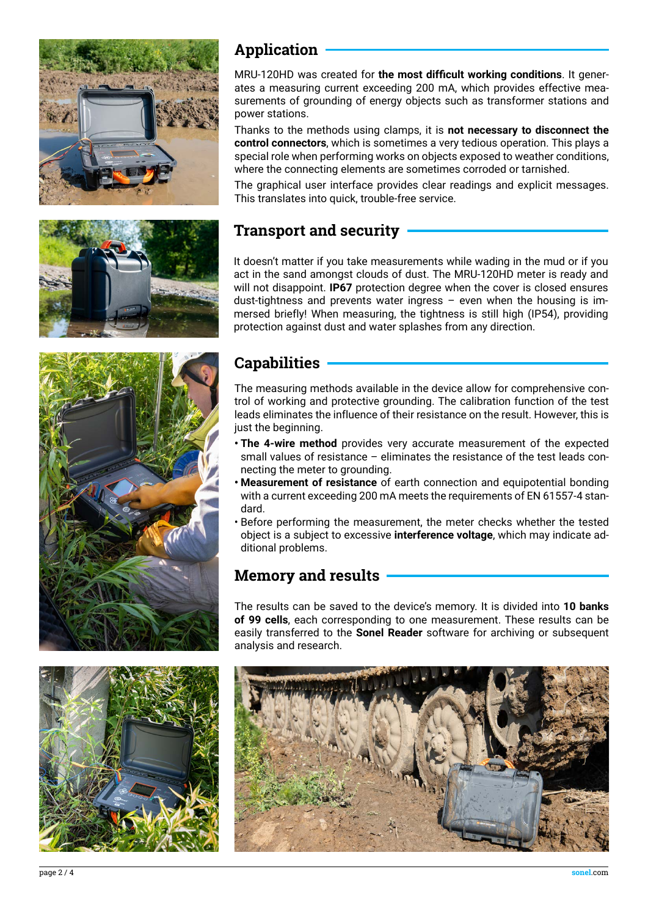## Application

MRU-120HD was created for **the most difficult working conditions**. It generates a measuring current exceeding 200 mA, which provides effective measurements of grounding of energy objects such as transformer stations and power stations.

Thanks to the methods using clamps, it is **not necessary to disconnect the control connectors**, which is sometimes a very tedious operation. This plays a special role when performing works on objects exposed to weather conditions, where the connecting elements are sometimes corroded or tarnished.

The graphical user interface provides clear readings and explicit messages. This translates into quick, trouble-free service.

## Transport and security

It doesn't matter if you take measurements while wading in the mud or if you act in the sand amongst clouds of dust. The MRU-120HD meter is ready and will not disappoint. **IP67** protection degree when the cover is closed ensures dust-tightness and prevents water ingress – even when the housing is immersed briefly! When measuring, the tightness is still high (IP54), providing protection against dust and water splashes from any direction.

## Capabilities

The measuring methods available in the device allow for comprehensive control of working and protective grounding. The calibration function of the test leads eliminates the influence of their resistance on the result. However, this is just the beginning.

- **The 4-wire method** provides very accurate measurement of the expected small values of resistance – eliminates the resistance of the test leads connecting the meter to grounding.
- **Measurement of resistance** of earth connection and equipotential bonding with a current exceeding 200 mA meets the requirements of EN 61557-4 standard.
- Before performing the measurement, the meter checks whether the tested object is a subject to excessive **interference voltage**, which may indicate additional problems.

## Memory and results

The results can be saved to the device's memory. It is divided into **10 banks of 99 cells**, each corresponding to one measurement. These results can be easily transferred to the **Sonel Reader** software for archiving or subsequent analysis and research.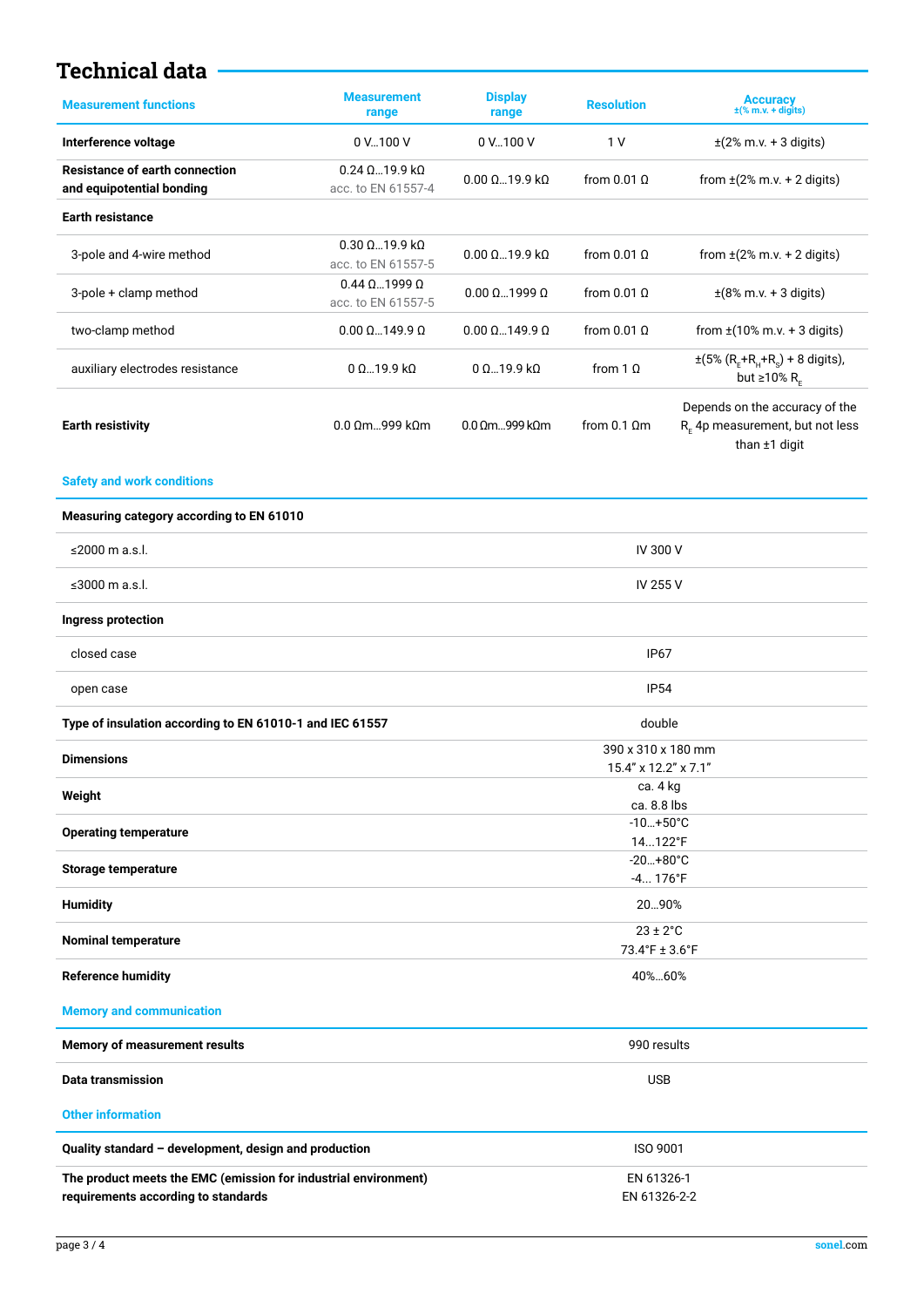# Technical data

| Measurement functions | Measurement range | Display range | Resolution | Accuracy ±(% m.v. + digits) |
|---|---|---|---|---|
| **Interference voltage** | 0 V...100 V | 0 V...100 V | 1 V | ±(2% m.v. + 3 digits) |
| **Resistance of earth connection and equipotential bonding** | 0.24 Ω...19.9 kΩ acc. to EN 61557-4 | 0.00 Ω...19.9 kΩ | from 0.01 Ω | from ±(2% m.v. + 2 digits) |
| **Earth resistance** | | | | |
| 3-pole and 4-wire method | 0.30 Ω...19.9 kΩ acc. to EN 61557-5 | 0.00 Ω...19.9 kΩ | from 0.01 Ω | from ±(2% m.v. + 2 digits) |
| 3-pole + clamp method | 0.44 Ω...1999 Ω acc. to EN 61557-5 | 0.00 Ω...1999 Ω | from 0.01 Ω | ±(8% m.v. + 3 digits) |
| two-clamp method | 0.00 Ω...149.9 Ω | 0.00 Ω...149.9 Ω | from 0.01 Ω | from ±(10% m.v. + 3 digits) |
| auxiliary electrodes resistance | 0 Ω...19.9 kΩ | 0 Ω...19.9 kΩ | from 1 Ω | ±(5% ($R_E$+$R_H$+$R_S$) + 8 digits), but ≥10% $R_E$ |
| **Earth resistivity** | 0.0 Ωm...999 kΩm | 0.0 Ωm...999 kΩm | from 0.1 Ωm | Depends on the accuracy of the $R_E$ 4p measurement, but not less than ±1 digit |

## Safety and work conditions

| | |
|---|---|
| **Measuring category according to EN 61010** | |
| ≤2000 m a.s.l. | IV 300 V |
| ≤3000 m a.s.l. | IV 255 V |
| **Ingress protection** | |
| closed case | IP67 |
| open case | IP54 |
| **Type of insulation according to EN 61010-1 and IEC 61557** | double |
| **Dimensions** | 390 x 310 x 180 mm 15.4" x 12.2" x 7.1" |
| **Weight** | ca. 4 kg ca. 8.8 lbs |
| **Operating temperature** | -10...+50°C 14...122°F |
| **Storage temperature** | -20...+80°C -4... 176°F |
| **Humidity** | 20...90% |
| **Nominal temperature** | 23 ± 2°C 73.4°F ± 3.6°F |
| **Reference humidity** | 40%...60% |

## Memory and communication

| | |
|---|---|
| **Memory of measurement results** | 990 results |
| **Data transmission** | USB |

## Other information

| | |
|---|---|
| **Quality standard – development, design and production** | ISO 9001 |
| **The product meets the EMC (emission for industrial environment) requirements according to standards** | EN 61326-1 EN 61326-2-2 |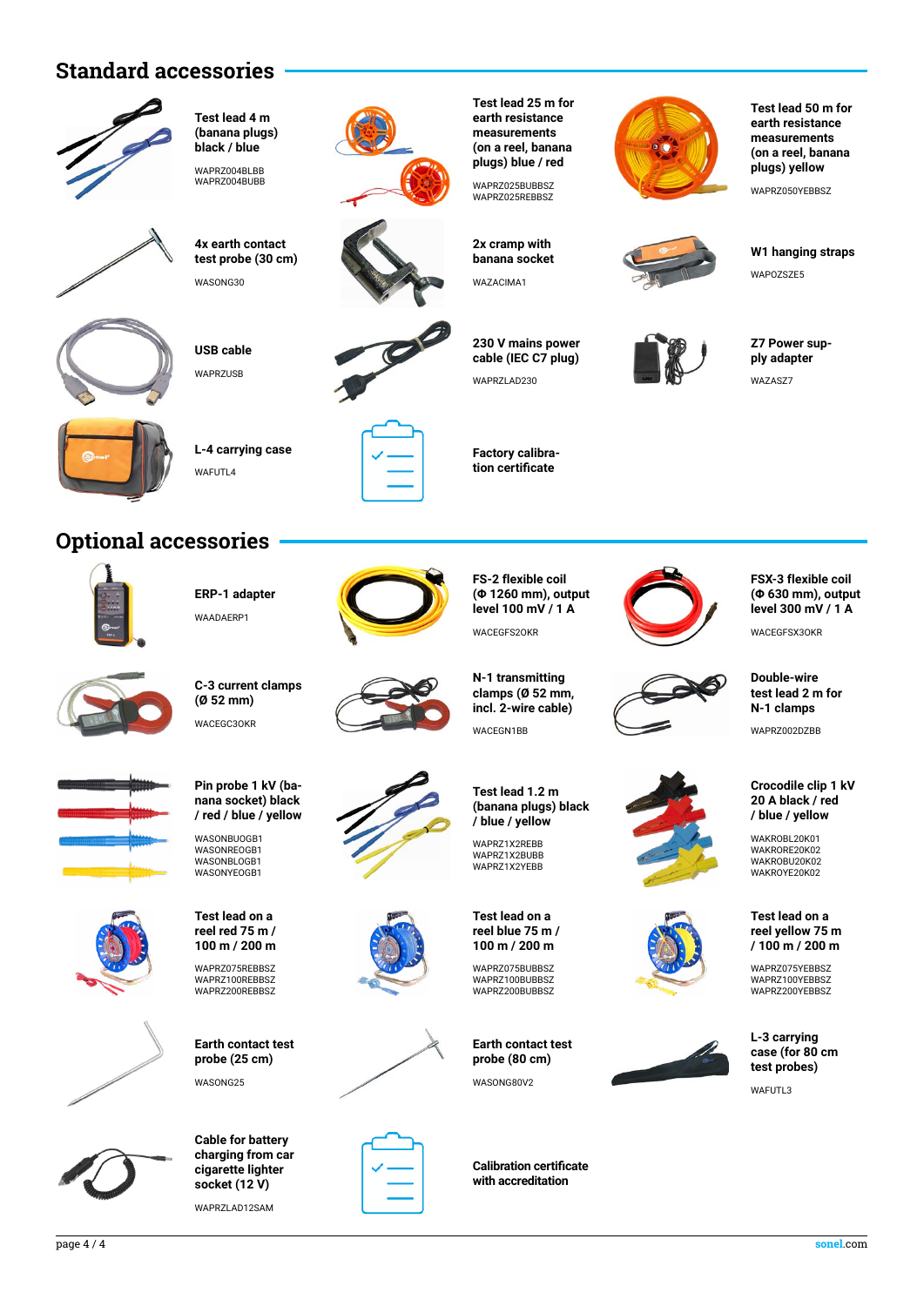## Standard accessories

**Test lead 4 m (banana plugs) black / blue**
WAPRZ004BLBB
WAPRZ004BUBB

**Test lead 25 m for earth resistance measurements (on a reel, banana plugs) blue / red**
WAPRZ025BUBBSZ
WAPRZ025REBBSZ

**Test lead 50 m for earth resistance measurements (on a reel, banana plugs) yellow**
WAPRZ050YEBBSZ

**4x earth contact test probe (30 cm)**
WASONG30

**2x cramp with banana socket**
WAZACIMA1

**W1 hanging straps**
WAPOZSZE5

**USB cable**
WAPRZUSB

**230 V mains power cable (IEC C7 plug)**
WAPRZLAD230

**Z7 Power supply adapter**
WAZASZ7

**L-4 carrying case**
WAFUTL4

**Factory calibration certificate**

## Optional accessories

**ERP-1 adapter**
WAADAERP1

**FS-2 flexible coil (Φ 1260 mm), output level 100 mV / 1 A**
WACEGFS2OKR

**FSX-3 flexible coil (Φ 630 mm), output level 300 mV / 1 A**
WACEGFSX3OKR

**C-3 current clamps (Ø 52 mm)**
WACEGC3OKR

**N-1 transmitting clamps (Ø 52 mm, incl. 2-wire cable)**
WACEGN1BB

**Double-wire test lead 2 m for N-1 clamps**
WAPRZ002DZBB

**Pin probe 1 kV (banana socket) black / red / blue / yellow**
WASONBUOGB1
WASONREOGB1
WASONBLOGB1
WASONYEOGB1

**Test lead 1.2 m (banana plugs) black / blue / yellow**
WAPRZ1X2REBB
WAPRZ1X2BUBB
WAPRZ1X2YEBB

**Crocodile clip 1 kV 20 A black / red / blue / yellow**
WAKROBL20K01
WAKRORE20K02
WAKROBU20K02
WAKROYE20K02

**Test lead on a reel red 75 m / 100 m / 200 m**
WAPRZ075REBBSZ
WAPRZ100REBBSZ
WAPRZ200REBBSZ

**Test lead on a reel blue 75 m / 100 m / 200 m**
WAPRZ075BUBBSZ
WAPRZ100BUBBSZ
WAPRZ200BUBBSZ

**Test lead on a reel yellow 75 m / 100 m / 200 m**
WAPRZ075YEBBSZ
WAPRZ100YEBBSZ
WAPRZ200YEBBSZ

**Earth contact test probe (25 cm)**
WASONG25

**Earth contact test probe (80 cm)**
WASONG80V2

**L-3 carrying case (for 80 cm test probes)**
WAFUTL3

**Cable for battery charging from car cigarette lighter socket (12 V)**
WAPRZLAD12SAM

**Calibration certificate with accreditation**